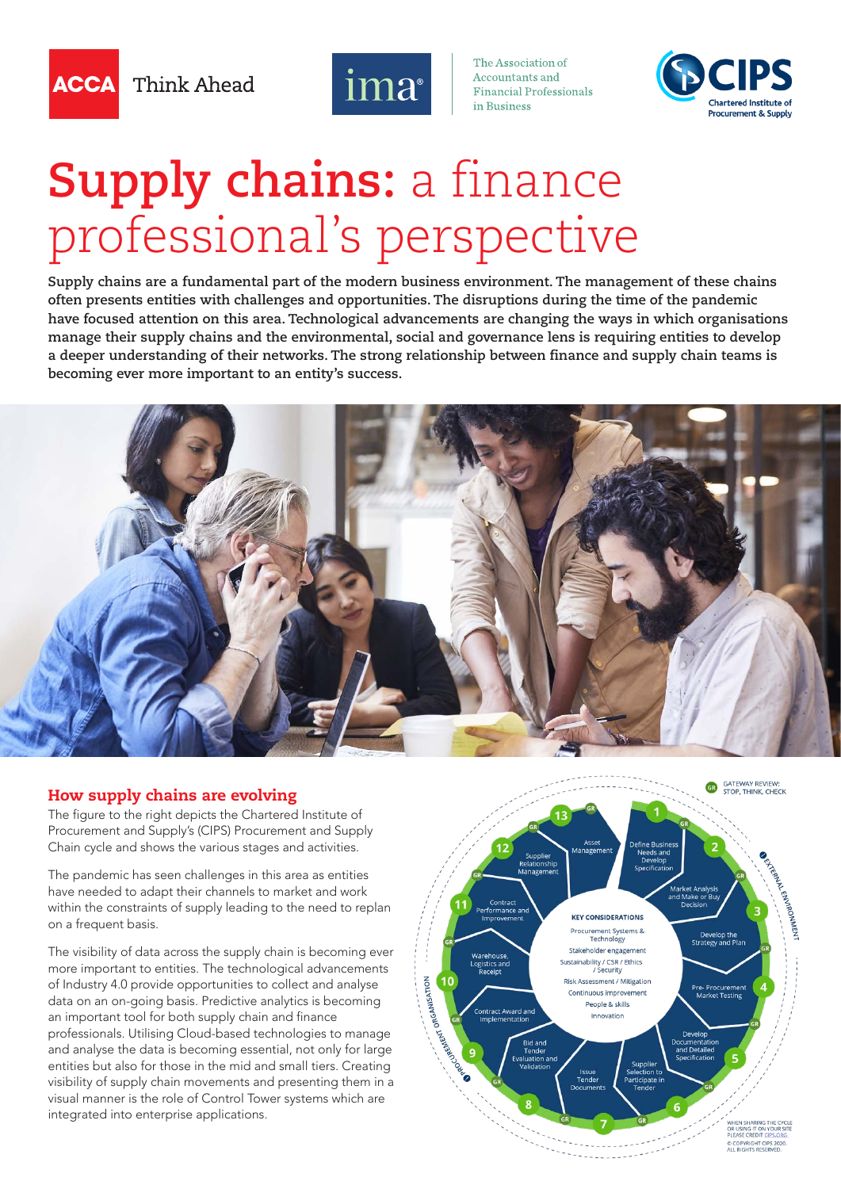# Supply chains: a finance professional's perspective

**Supply chains are a fundamental part of the modern business environment. The management of these chains often presents entities with challenges and opportunities. The disruptions during the time of the pandemic have focused attention on this area. Technological advancements are changing the ways in which organisations manage their supply chains and the environmental, social and governance lens is requiring entities to develop a deeper understanding of their networks. The strong relationship between finance and supply chain teams is becoming ever more important to an entity's success.**

## How supply chains are evolving

The figure to the right depicts the Chartered Institute of Procurement and Supply's (CIPS) Procurement and Supply Chain cycle and shows the various stages and activities.

The pandemic has seen challenges in this area as entities have needed to adapt their channels to market and work within the constraints of supply leading to the need to replan on a frequent basis.

The visibility of data across the supply chain is becoming ever more important to entities. The technological advancements of Industry 4.0 provide opportunities to collect and analyse data on an on-going basis. Predictive analytics is becoming an important tool for both supply chain and finance professionals. Utilising Cloud-based technologies to manage and analyse the data is becoming essential, not only for large entities but also for those in the mid and small tiers. Creating visibility of supply chain movements and presenting them in a visual manner is the role of Control Tower systems which are integrated into enterprise applications.

GR GATEWAY REVIEW: STOP, THINK, CHECK

1. Define Business Needs and Develop Specification
2. Market Analysis and Make or Buy Decision
3. Develop the Strategy and Plan
4. Pre- Procurement Market Testing
5. Develop Documentation and Detailed Specification
6. Supplier Selection to Participate in Tender
7. Issue Tender Documents
8. Bid and Tender Evaluation and Validation
9. Contract Award and Implementation
10. Warehouse, Logistics and Receipt
11. Contract Performance and Improvement
12. Supplier Relationship Management
13. Asset Management

**KEY CONSIDERATIONS**

- Procurement Systems & Technology
- Stakeholder engagement
- Sustainability / CSR / Ethics / Security
- Risk Assessment / Mitigation
- Continuous improvement
- People & skills
- Innovation

EXTERNAL ENVIRONMENT

PROCUREMENT ORGANISATION

WHEN SHARING THE CYCLE OR USING IT ON YOUR SITE PLEASE CREDIT CIPS.ORG. © COPYRIGHT CIPS 2020. ALL RIGHTS RESERVED.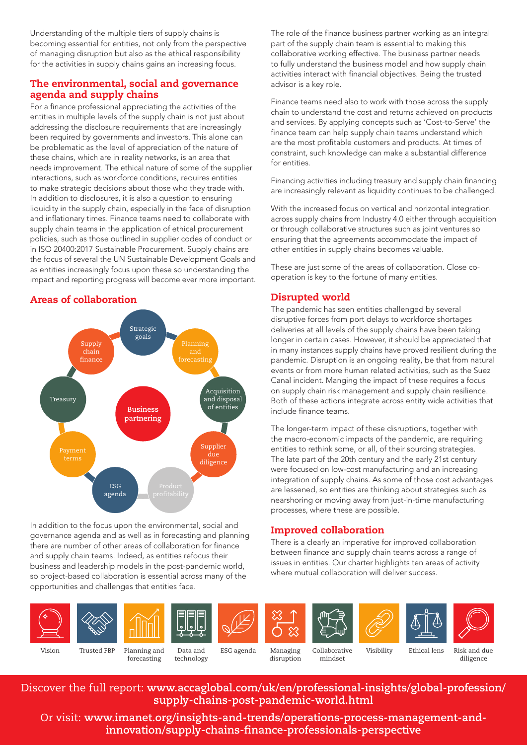Understanding of the multiple tiers of supply chains is becoming essential for entities, not only from the perspective of managing disruption but also as the ethical responsibility for the activities in supply chains gains an increasing focus.

## The environmental, social and governance agenda and supply chains

For a finance professional appreciating the activities of the entities in multiple levels of the supply chain is not just about addressing the disclosure requirements that are increasingly been required by governments and investors. This alone can be problematic as the level of appreciation of the nature of these chains, which are in reality networks, is an area that needs improvement. The ethical nature of some of the supplier interactions, such as workforce conditions, requires entities to make strategic decisions about those who they trade with. In addition to disclosures, it is also a question to ensuring liquidity in the supply chain, especially in the face of disruption and inflationary times. Finance teams need to collaborate with supply chain teams in the application of ethical procurement policies, such as those outlined in supplier codes of conduct or in ISO 20400:2017 Sustainable Procurement. Supply chains are the focus of several the UN Sustainable Development Goals and as entities increasingly focus upon these so understanding the impact and reporting progress will become ever more important.

## Areas of collaboration

Business partnering

Strategic goals

Planning and forecasting

Acquisition and disposal of entities

Supplier due diligence

Product profitability

ESG agenda

Payment terms

Treasury

Supply chain finance

In addition to the focus upon the environmental, social and governance agenda and as well as in forecasting and planning there are number of other areas of collaboration for finance and supply chain teams. Indeed, as entities refocus their business and leadership models in the post-pandemic world, so project-based collaboration is essential across many of the opportunities and challenges that entities face.

The role of the finance business partner working as an integral part of the supply chain team is essential to making this collaborative working effective. The business partner needs to fully understand the business model and how supply chain activities interact with financial objectives. Being the trusted advisor is a key role.

Finance teams need also to work with those across the supply chain to understand the cost and returns achieved on products and services. By applying concepts such as 'Cost-to-Serve' the finance team can help supply chain teams understand which are the most profitable customers and products. At times of constraint, such knowledge can make a substantial difference for entities.

Financing activities including treasury and supply chain financing are increasingly relevant as liquidity continues to be challenged.

With the increased focus on vertical and horizontal integration across supply chains from Industry 4.0 either through acquisition or through collaborative structures such as joint ventures so ensuring that the agreements accommodate the impact of other entities in supply chains becomes valuable.

These are just some of the areas of collaboration. Close co-operation is key to the fortune of many entities.

## Disrupted world

The pandemic has seen entities challenged by several disruptive forces from port delays to workforce shortages deliveries at all levels of the supply chains have been taking longer in certain cases. However, it should be appreciated that in many instances supply chains have proved resilient during the pandemic. Disruption is an ongoing reality, be that from natural events or from more human related activities, such as the Suez Canal incident. Manging the impact of these requires a focus on supply chain risk management and supply chain resilience. Both of these actions integrate across entity wide activities that include finance teams.

The longer-term impact of these disruptions, together with the macro-economic impacts of the pandemic, are requiring entities to rethink some, or all, of their sourcing strategies. The late part of the 20th century and the early 21st century were focused on low-cost manufacturing and an increasing integration of supply chains. As some of those cost advantages are lessened, so entities are thinking about strategies such as nearshoring or moving away from just-in-time manufacturing processes, where these are possible.

## Improved collaboration

There is a clearly an imperative for improved collaboration between finance and supply chain teams across a range of issues in entities. Our charter highlights ten areas of activity where mutual collaboration will deliver success.

Vision | Trusted FBP | Planning and forecasting | Data and technology | ESG agenda | Managing disruption | Collaborative mindset | Visibility | Ethical lens | Risk and due diligence

Discover the full report: **www.accaglobal.com/uk/en/professional-insights/global-profession/supply-chains-post-pandemic-world.html**

Or visit: **www.imanet.org/insights-and-trends/operations-process-management-and-innovation/supply-chains-finance-professionals-perspective**